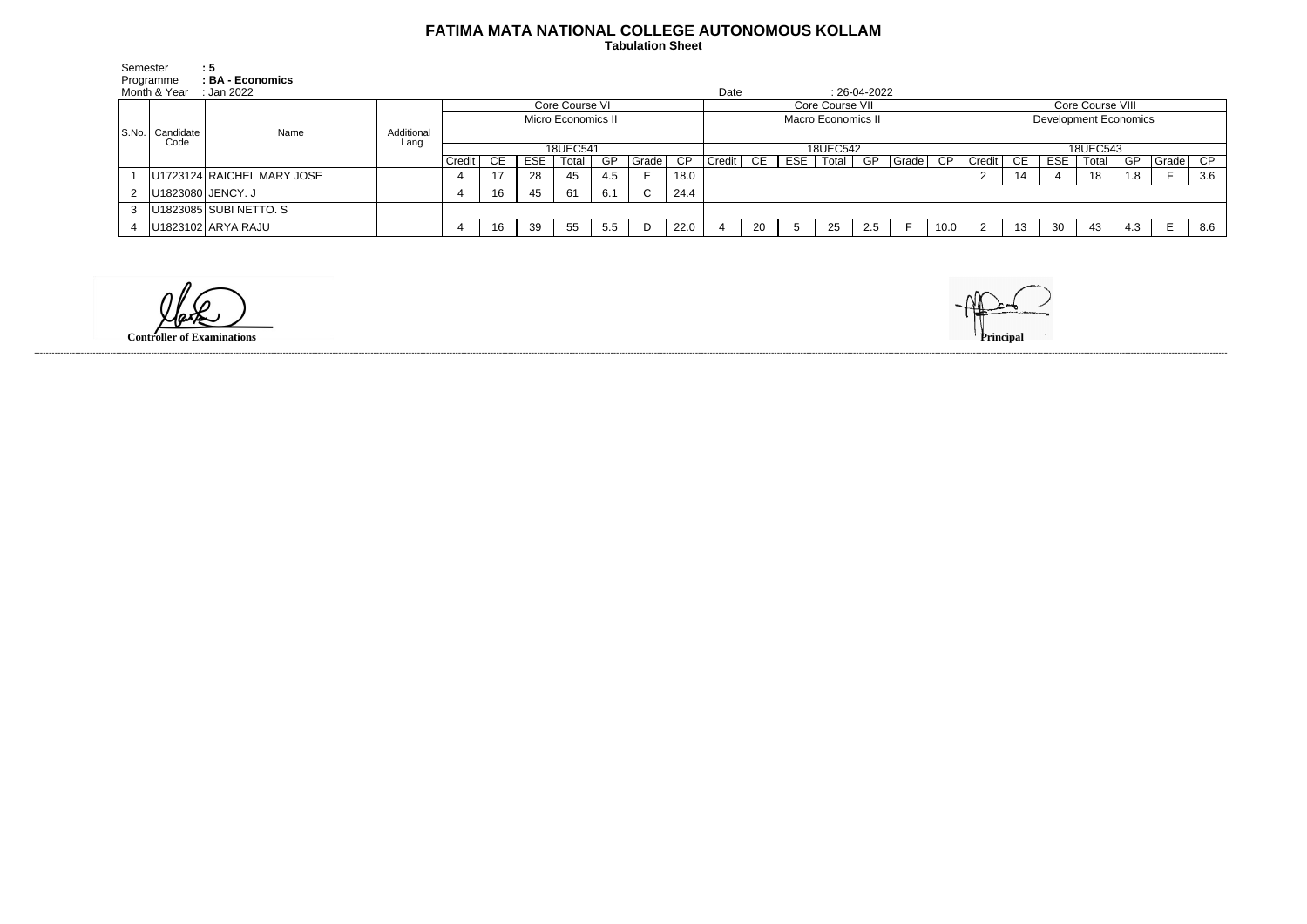# FATIMA MATA NATIONAL COLLEGE AUTONOMOUS KOLLAM

**Tabulation Sheet**

Semester **: 5**
Programme **: BA - Economics**
Month & Year : Jan 2022

Date : 26-04-2022

| S.No. | Candidate Code | Name | Additional Lang | Core Course VI | | | | | | | Core Course VII | | | | | | | Core Course VIII | | | | | | |
|---|---|---|---|---|---|---|---|---|---|---|---|---|---|---|---|---|---|---|---|---|---|---|---|---|
| | | | | Micro Economics II | | | | | | | Macro Economics II | | | | | | | Development Economics | | | | | | |
| | | | | 18UEC541 | | | | | | | 18UEC542 | | | | | | | 18UEC543 | | | | | | |
| | | | | Credit | CE | ESE | Total | GP | Grade | CP | Credit | CE | ESE | Total | GP | Grade | CP | Credit | CE | ESE | Total | GP | Grade | CP |
| 1 | U1723124 | RAICHEL MARY JOSE | | 4 | 17 | 28 | 45 | 4.5 | E | 18.0 | | | | | | | | 2 | 14 | 4 | 18 | 1.8 | F | 3.6 |
| 2 | U1823080 | JENCY. J | | 4 | 16 | 45 | 61 | 6.1 | C | 24.4 | | | | | | | | | | | | | | |
| 3 | U1823085 | SUBI NETTO. S | | | | | | | | | | | | | | | | | | | | | | |
| 4 | U1823102 | ARYA RAJU | | 4 | 16 | 39 | 55 | 5.5 | D | 22.0 | 4 | 20 | 5 | 25 | 2.5 | F | 10.0 | 2 | 13 | 30 | 43 | 4.3 | E | 8.6 |

**Controller of Examinations**

**Principal**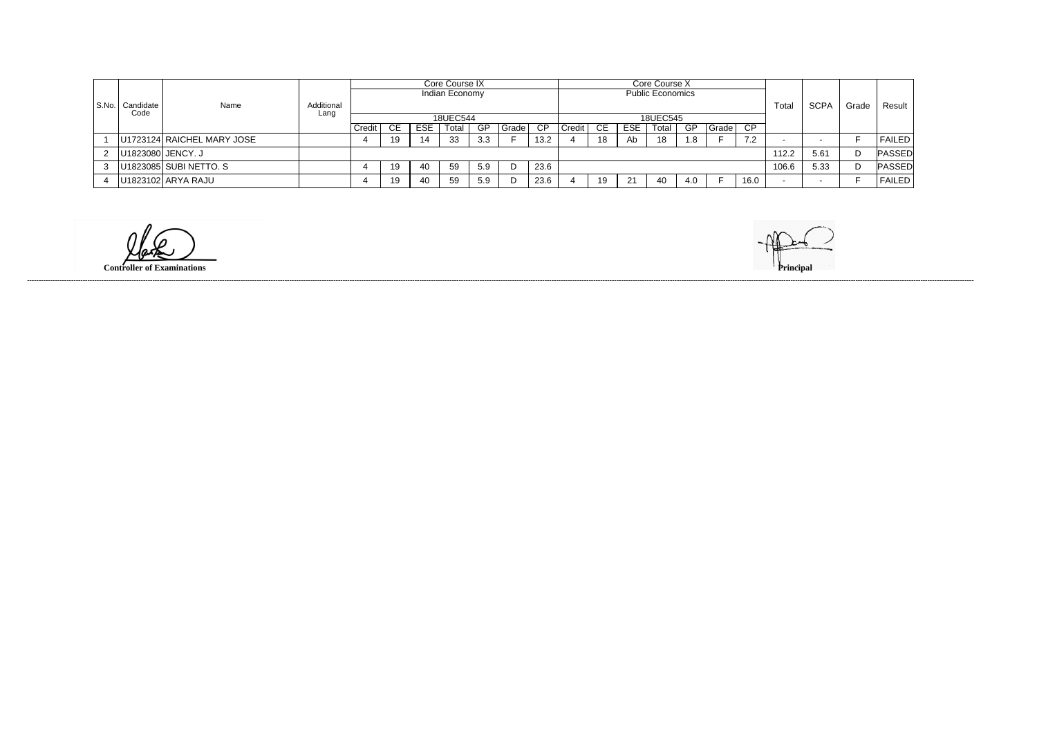| S.No. | Candidate Code | Name | Additional Lang | Core Course IX Indian Economy 18UEC544 | | | | | | | Core Course X Public Economics 18UEC545 | | | | | | | Total | SCPA | Grade | Result |
|---|---|---|---|---|---|---|---|---|---|---|---|---|---|---|---|---|---|---|---|---|---|
| | | | | Credit | CE | ESE | Total | GP | Grade | CP | Credit | CE | ESE | Total | GP | Grade | CP | | | | |
| 1 | U1723124 | RAICHEL MARY JOSE | | 4 | 19 | 14 | 33 | 3.3 | F | 13.2 | 4 | 18 | Ab | 18 | 1.8 | F | 7.2 | - | - | F | FAILED |
| 2 | U1823080 | JENCY. J | | | | | | | | | | | | | | | | 112.2 | 5.61 | D | PASSED |
| 3 | U1823085 | SUBI NETTO. S | | 4 | 19 | 40 | 59 | 5.9 | D | 23.6 | | | | | | | | 106.6 | 5.33 | D | PASSED |
| 4 | U1823102 | ARYA RAJU | | 4 | 19 | 40 | 59 | 5.9 | D | 23.6 | 4 | 19 | 21 | 40 | 4.0 | F | 16.0 | - | - | F | FAILED |

**Controller of Examinations**

**Principal**